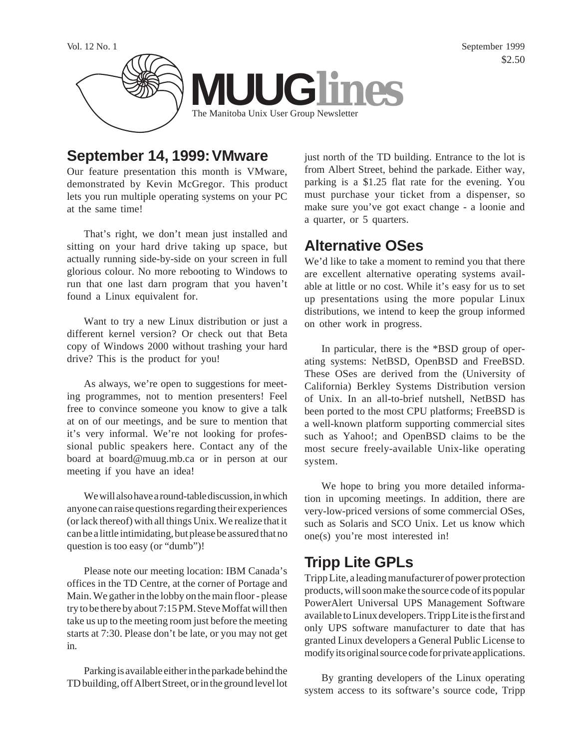Vol. 12 No. 1 September 1999

$2.50

# MUUGlines

The Manitoba Unix User Group Newsletter

## September 14, 1999: VMware

Our feature presentation this month is VMware, demonstrated by Kevin McGregor. This product lets you run multiple operating systems on your PC at the same time!

That's right, we don't mean just installed and sitting on your hard drive taking up space, but actually running side-by-side on your screen in full glorious colour. No more rebooting to Windows to run that one last darn program that you haven't found a Linux equivalent for.

Want to try a new Linux distribution or just a different kernel version? Or check out that Beta copy of Windows 2000 without trashing your hard drive? This is the product for you!

As always, we're open to suggestions for meeting programmes, not to mention presenters! Feel free to convince someone you know to give a talk at on of our meetings, and be sure to mention that it's very informal. We're not looking for professional public speakers here. Contact any of the board at board@muug.mb.ca or in person at our meeting if you have an idea!

We will also have a round-table discussion, in which anyone can raise questions regarding their experiences (or lack thereof) with all things Unix. We realize that it can be a little intimidating, but please be assured that no question is too easy (or "dumb")!

Please note our meeting location: IBM Canada's offices in the TD Centre, at the corner of Portage and Main. We gather in the lobby on the main floor - please try to be there by about 7:15 PM. Steve Moffat will then take us up to the meeting room just before the meeting starts at 7:30. Please don't be late, or you may not get in.

Parking is available either in the parkade behind the TD building, off Albert Street, or in the ground level lot just north of the TD building. Entrance to the lot is from Albert Street, behind the parkade. Either way, parking is a $1.25 flat rate for the evening. You must purchase your ticket from a dispenser, so make sure you've got exact change - a loonie and a quarter, or 5 quarters.

## Alternative OSes

We'd like to take a moment to remind you that there are excellent alternative operating systems available at little or no cost. While it's easy for us to set up presentations using the more popular Linux distributions, we intend to keep the group informed on other work in progress.

In particular, there is the *BSD group of operating systems: NetBSD, OpenBSD and FreeBSD. These OSes are derived from the (University of California) Berkley Systems Distribution version of Unix. In an all-to-brief nutshell, NetBSD has been ported to the most CPU platforms; FreeBSD is a well-known platform supporting commercial sites such as Yahoo!; and OpenBSD claims to be the most secure freely-available Unix-like operating system.

We hope to bring you more detailed information in upcoming meetings. In addition, there are very-low-priced versions of some commercial OSes, such as Solaris and SCO Unix. Let us know which one(s) you're most interested in!

## Tripp Lite GPLs

Tripp Lite, a leading manufacturer of power protection products, will soon make the source code of its popular PowerAlert Universal UPS Management Software available to Linux developers. Tripp Lite is the first and only UPS software manufacturer to date that has granted Linux developers a General Public License to modify its original source code for private applications.

By granting developers of the Linux operating system access to its software's source code, Tripp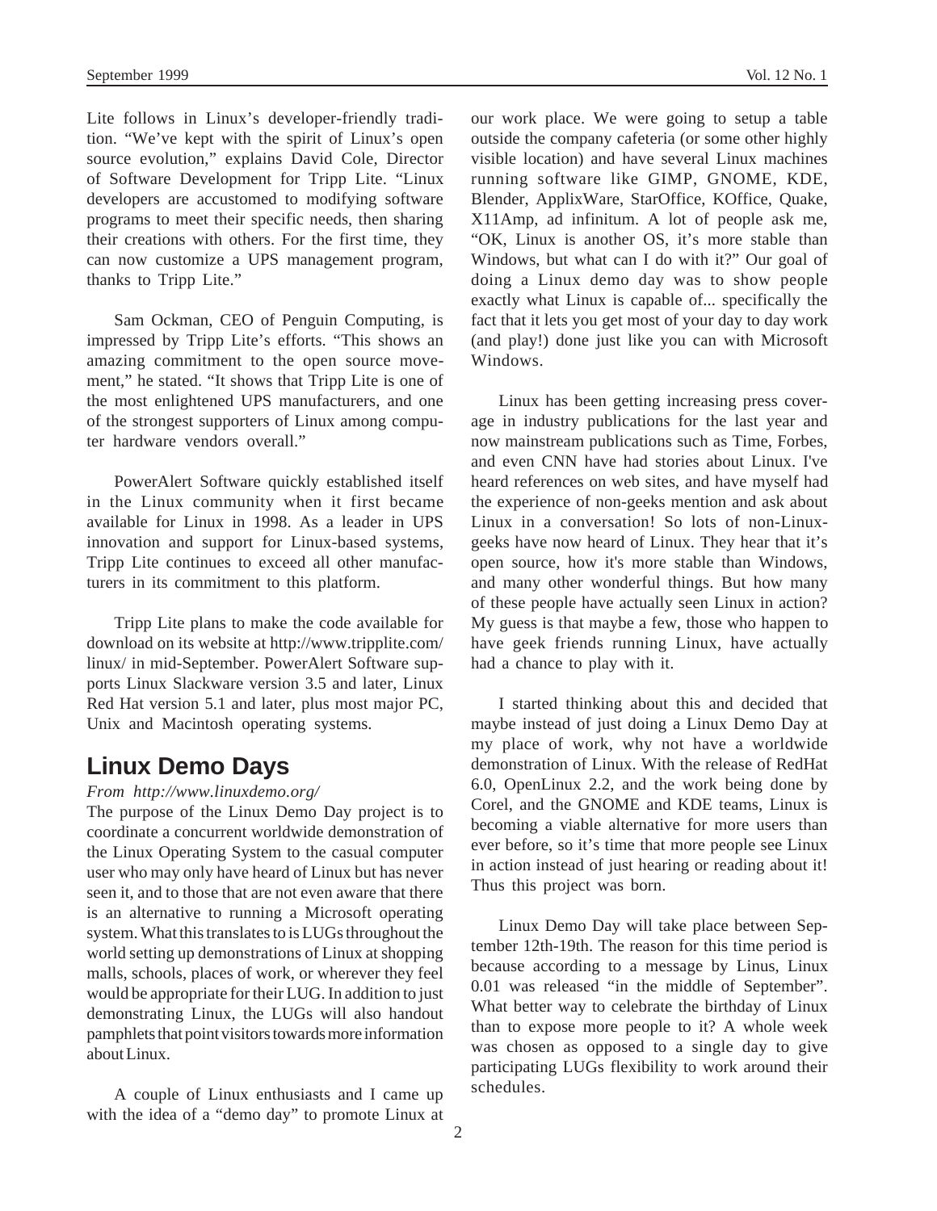Lite follows in Linux's developer-friendly tradition. "We've kept with the spirit of Linux's open source evolution," explains David Cole, Director of Software Development for Tripp Lite. "Linux developers are accustomed to modifying software programs to meet their specific needs, then sharing their creations with others. For the first time, they can now customize a UPS management program, thanks to Tripp Lite."

Sam Ockman, CEO of Penguin Computing, is impressed by Tripp Lite's efforts. "This shows an amazing commitment to the open source movement," he stated. "It shows that Tripp Lite is one of the most enlightened UPS manufacturers, and one of the strongest supporters of Linux among computer hardware vendors overall."

PowerAlert Software quickly established itself in the Linux community when it first became available for Linux in 1998. As a leader in UPS innovation and support for Linux-based systems, Tripp Lite continues to exceed all other manufacturers in its commitment to this platform.

Tripp Lite plans to make the code available for download on its website at http://www.tripplite.com/linux/ in mid-September. PowerAlert Software supports Linux Slackware version 3.5 and later, Linux Red Hat version 5.1 and later, plus most major PC, Unix and Macintosh operating systems.

## Linux Demo Days

*From http://www.linuxdemo.org/*

The purpose of the Linux Demo Day project is to coordinate a concurrent worldwide demonstration of the Linux Operating System to the casual computer user who may only have heard of Linux but has never seen it, and to those that are not even aware that there is an alternative to running a Microsoft operating system. What this translates to is LUGs throughout the world setting up demonstrations of Linux at shopping malls, schools, places of work, or wherever they feel would be appropriate for their LUG. In addition to just demonstrating Linux, the LUGs will also handout pamphlets that point visitors towards more information about Linux.

A couple of Linux enthusiasts and I came up with the idea of a "demo day" to promote Linux at our work place. We were going to setup a table outside the company cafeteria (or some other highly visible location) and have several Linux machines running software like GIMP, GNOME, KDE, Blender, ApplixWare, StarOffice, KOffice, Quake, X11Amp, ad infinitum. A lot of people ask me, "OK, Linux is another OS, it's more stable than Windows, but what can I do with it?" Our goal of doing a Linux demo day was to show people exactly what Linux is capable of... specifically the fact that it lets you get most of your day to day work (and play!) done just like you can with Microsoft Windows.

Linux has been getting increasing press coverage in industry publications for the last year and now mainstream publications such as Time, Forbes, and even CNN have had stories about Linux. I've heard references on web sites, and have myself had the experience of non-geeks mention and ask about Linux in a conversation! So lots of non-Linux-geeks have now heard of Linux. They hear that it's open source, how it's more stable than Windows, and many other wonderful things. But how many of these people have actually seen Linux in action? My guess is that maybe a few, those who happen to have geek friends running Linux, have actually had a chance to play with it.

I started thinking about this and decided that maybe instead of just doing a Linux Demo Day at my place of work, why not have a worldwide demonstration of Linux. With the release of RedHat 6.0, OpenLinux 2.2, and the work being done by Corel, and the GNOME and KDE teams, Linux is becoming a viable alternative for more users than ever before, so it's time that more people see Linux in action instead of just hearing or reading about it! Thus this project was born.

Linux Demo Day will take place between September 12th-19th. The reason for this time period is because according to a message by Linus, Linux 0.01 was released "in the middle of September". What better way to celebrate the birthday of Linux than to expose more people to it? A whole week was chosen as opposed to a single day to give participating LUGs flexibility to work around their schedules.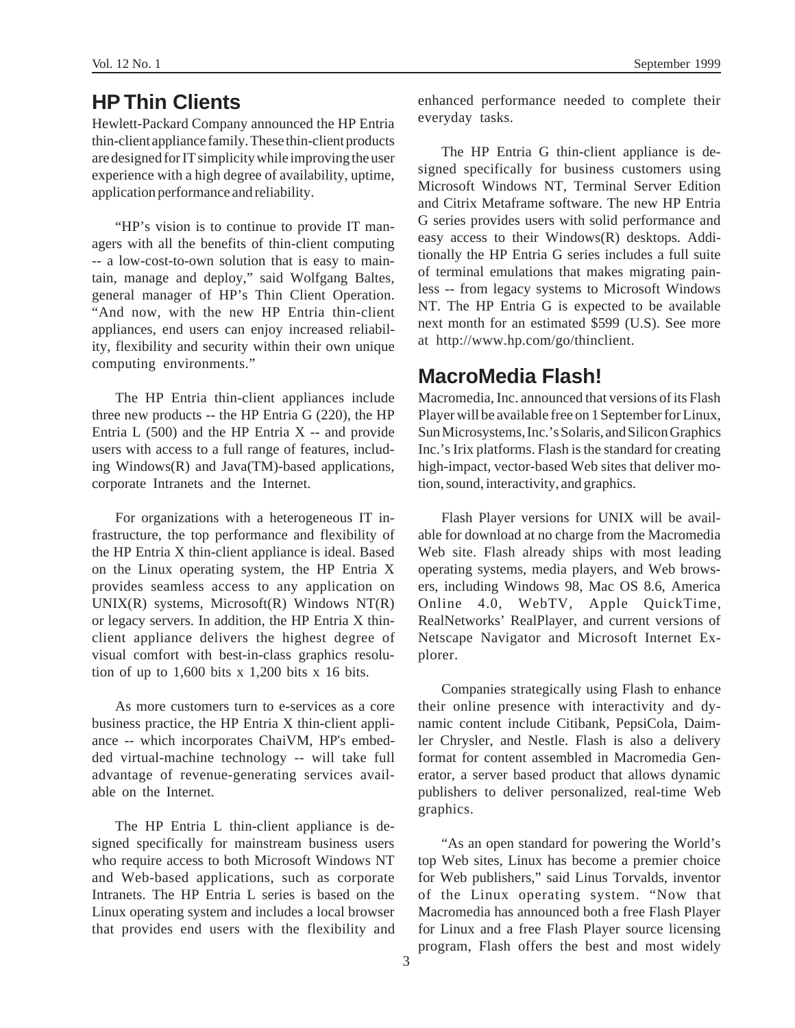## HP Thin Clients

Hewlett-Packard Company announced the HP Entria thin-client appliance family. These thin-client products are designed for IT simplicity while improving the user experience with a high degree of availability, uptime, application performance and reliability.

"HP's vision is to continue to provide IT managers with all the benefits of thin-client computing -- a low-cost-to-own solution that is easy to maintain, manage and deploy," said Wolfgang Baltes, general manager of HP's Thin Client Operation. "And now, with the new HP Entria thin-client appliances, end users can enjoy increased reliability, flexibility and security within their own unique computing environments."

The HP Entria thin-client appliances include three new products -- the HP Entria G (220), the HP Entria L (500) and the HP Entria X -- and provide users with access to a full range of features, including Windows(R) and Java(TM)-based applications, corporate Intranets and the Internet.

For organizations with a heterogeneous IT infrastructure, the top performance and flexibility of the HP Entria X thin-client appliance is ideal. Based on the Linux operating system, the HP Entria X provides seamless access to any application on UNIX(R) systems, Microsoft(R) Windows NT(R) or legacy servers. In addition, the HP Entria X thin-client appliance delivers the highest degree of visual comfort with best-in-class graphics resolution of up to 1,600 bits x 1,200 bits x 16 bits.

As more customers turn to e-services as a core business practice, the HP Entria X thin-client appliance -- which incorporates ChaiVM, HP's embedded virtual-machine technology -- will take full advantage of revenue-generating services available on the Internet.

The HP Entria L thin-client appliance is designed specifically for mainstream business users who require access to both Microsoft Windows NT and Web-based applications, such as corporate Intranets. The HP Entria L series is based on the Linux operating system and includes a local browser that provides end users with the flexibility and enhanced performance needed to complete their everyday tasks.

The HP Entria G thin-client appliance is designed specifically for business customers using Microsoft Windows NT, Terminal Server Edition and Citrix Metaframe software. The new HP Entria G series provides users with solid performance and easy access to their Windows(R) desktops. Additionally the HP Entria G series includes a full suite of terminal emulations that makes migrating painless -- from legacy systems to Microsoft Windows NT. The HP Entria G is expected to be available next month for an estimated $599 (U.S). See more at http://www.hp.com/go/thinclient.

## MacroMedia Flash!

Macromedia, Inc. announced that versions of its Flash Player will be available free on 1 September for Linux, Sun Microsystems, Inc.'s Solaris, and Silicon Graphics Inc.'s Irix platforms. Flash is the standard for creating high-impact, vector-based Web sites that deliver motion, sound, interactivity, and graphics.

Flash Player versions for UNIX will be available for download at no charge from the Macromedia Web site. Flash already ships with most leading operating systems, media players, and Web browsers, including Windows 98, Mac OS 8.6, America Online 4.0, WebTV, Apple QuickTime, RealNetworks' RealPlayer, and current versions of Netscape Navigator and Microsoft Internet Explorer.

Companies strategically using Flash to enhance their online presence with interactivity and dynamic content include Citibank, PepsiCola, Daimler Chrysler, and Nestle. Flash is also a delivery format for content assembled in Macromedia Generator, a server based product that allows dynamic publishers to deliver personalized, real-time Web graphics.

"As an open standard for powering the World's top Web sites, Linux has become a premier choice for Web publishers," said Linus Torvalds, inventor of the Linux operating system. "Now that Macromedia has announced both a free Flash Player for Linux and a free Flash Player source licensing program, Flash offers the best and most widely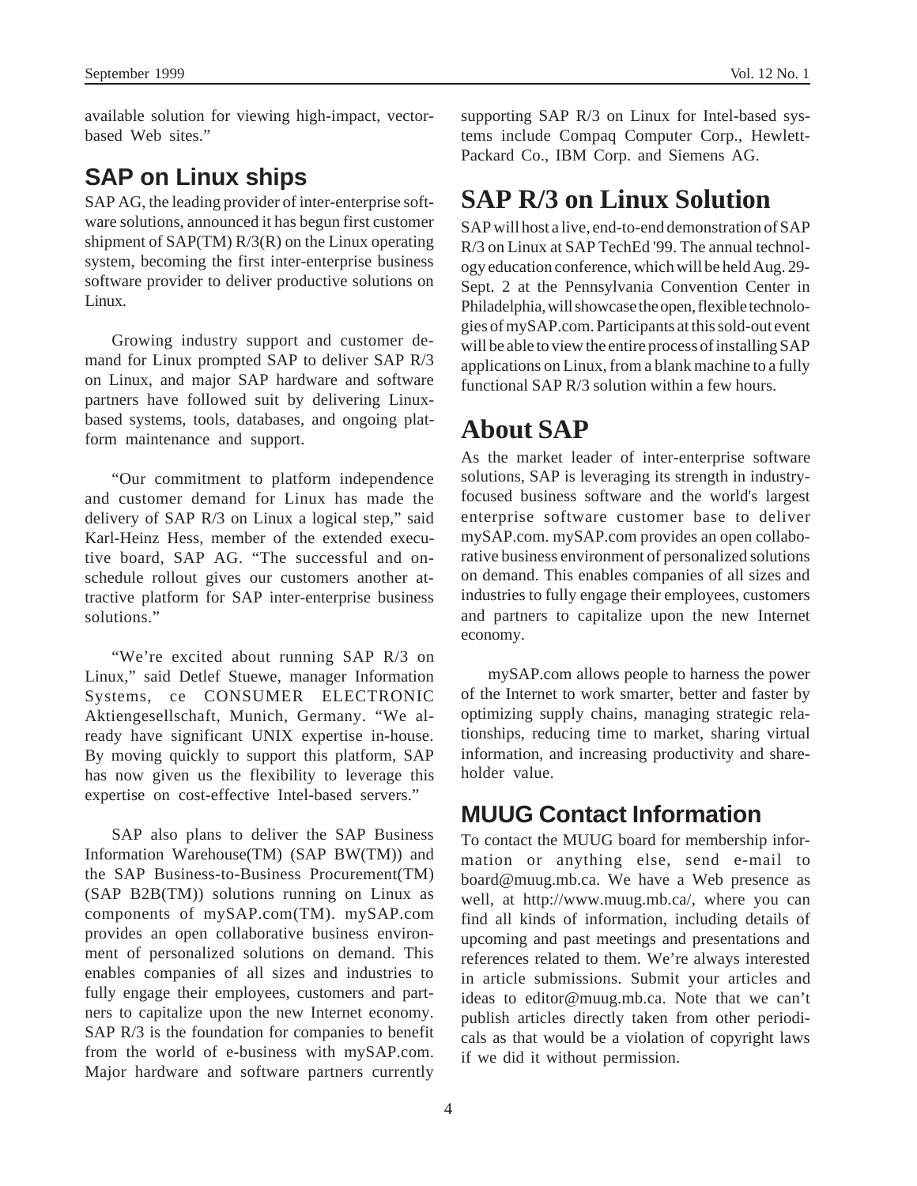available solution for viewing high-impact, vector-based Web sites."

## SAP on Linux ships

SAP AG, the leading provider of inter-enterprise software solutions, announced it has begun first customer shipment of SAP(TM) R/3(R) on the Linux operating system, becoming the first inter-enterprise business software provider to deliver productive solutions on Linux.

Growing industry support and customer demand for Linux prompted SAP to deliver SAP R/3 on Linux, and major SAP hardware and software partners have followed suit by delivering Linux-based systems, tools, databases, and ongoing platform maintenance and support.

"Our commitment to platform independence and customer demand for Linux has made the delivery of SAP R/3 on Linux a logical step," said Karl-Heinz Hess, member of the extended executive board, SAP AG. "The successful and on-schedule rollout gives our customers another attractive platform for SAP inter-enterprise business solutions."

"We're excited about running SAP R/3 on Linux," said Detlef Stuewe, manager Information Systems, ce CONSUMER ELECTRONIC Aktiengesellschaft, Munich, Germany. "We already have significant UNIX expertise in-house. By moving quickly to support this platform, SAP has now given us the flexibility to leverage this expertise on cost-effective Intel-based servers."

SAP also plans to deliver the SAP Business Information Warehouse(TM) (SAP BW(TM)) and the SAP Business-to-Business Procurement(TM) (SAP B2B(TM)) solutions running on Linux as components of mySAP.com(TM). mySAP.com provides an open collaborative business environment of personalized solutions on demand. This enables companies of all sizes and industries to fully engage their employees, customers and partners to capitalize upon the new Internet economy. SAP R/3 is the foundation for companies to benefit from the world of e-business with mySAP.com. Major hardware and software partners currently supporting SAP R/3 on Linux for Intel-based systems include Compaq Computer Corp., Hewlett-Packard Co., IBM Corp. and Siemens AG.

# SAP R/3 on Linux Solution

SAP will host a live, end-to-end demonstration of SAP R/3 on Linux at SAP TechEd '99. The annual technology education conference, which will be held Aug. 29-Sept. 2 at the Pennsylvania Convention Center in Philadelphia, will showcase the open, flexible technologies of mySAP.com. Participants at this sold-out event will be able to view the entire process of installing SAP applications on Linux, from a blank machine to a fully functional SAP R/3 solution within a few hours.

# About SAP

As the market leader of inter-enterprise software solutions, SAP is leveraging its strength in industry-focused business software and the world's largest enterprise software customer base to deliver mySAP.com. mySAP.com provides an open collaborative business environment of personalized solutions on demand. This enables companies of all sizes and industries to fully engage their employees, customers and partners to capitalize upon the new Internet economy.

mySAP.com allows people to harness the power of the Internet to work smarter, better and faster by optimizing supply chains, managing strategic relationships, reducing time to market, sharing virtual information, and increasing productivity and shareholder value.

## MUUG Contact Information

To contact the MUUG board for membership information or anything else, send e-mail to board@muug.mb.ca. We have a Web presence as well, at http://www.muug.mb.ca/, where you can find all kinds of information, including details of upcoming and past meetings and presentations and references related to them. We're always interested in article submissions. Submit your articles and ideas to editor@muug.mb.ca. Note that we can't publish articles directly taken from other periodicals as that would be a violation of copyright laws if we did it without permission.